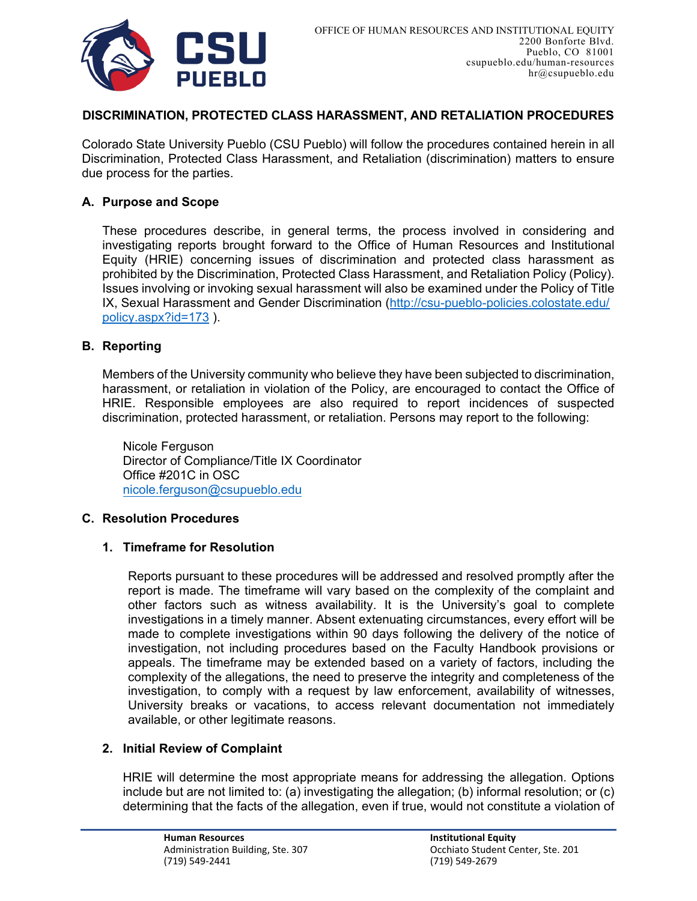OFFICE OF HUMAN RESOURCES AND INSTITUTIONAL EQUITY
2200 Bonforte Blvd.
Pueblo, CO 81001
csupueblo.edu/human-resources
hr@csupueblo.edu

# DISCRIMINATION, PROTECTED CLASS HARASSMENT, AND RETALIATION PROCEDURES

Colorado State University Pueblo (CSU Pueblo) will follow the procedures contained herein in all Discrimination, Protected Class Harassment, and Retaliation (discrimination) matters to ensure due process for the parties.

## A. Purpose and Scope

These procedures describe, in general terms, the process involved in considering and investigating reports brought forward to the Office of Human Resources and Institutional Equity (HRIE) concerning issues of discrimination and protected class harassment as prohibited by the Discrimination, Protected Class Harassment, and Retaliation Policy (Policy). Issues involving or invoking sexual harassment will also be examined under the Policy of Title IX, Sexual Harassment and Gender Discrimination ([http://csu-pueblo-policies.colostate.edu/policy.aspx?id=173](http://csu-pueblo-policies.colostate.edu/policy.aspx?id=173) ).

## B. Reporting

Members of the University community who believe they have been subjected to discrimination, harassment, or retaliation in violation of the Policy, are encouraged to contact the Office of HRIE. Responsible employees are also required to report incidences of suspected discrimination, protected harassment, or retaliation. Persons may report to the following:

Nicole Ferguson
Director of Compliance/Title IX Coordinator
Office #201C in OSC
[nicole.ferguson@csupueblo.edu](mailto:nicole.ferguson@csupueblo.edu)

## C. Resolution Procedures

### 1. Timeframe for Resolution

Reports pursuant to these procedures will be addressed and resolved promptly after the report is made. The timeframe will vary based on the complexity of the complaint and other factors such as witness availability. It is the University's goal to complete investigations in a timely manner. Absent extenuating circumstances, every effort will be made to complete investigations within 90 days following the delivery of the notice of investigation, not including procedures based on the Faculty Handbook provisions or appeals. The timeframe may be extended based on a variety of factors, including the complexity of the allegations, the need to preserve the integrity and completeness of the investigation, to comply with a request by law enforcement, availability of witnesses, University breaks or vacations, to access relevant documentation not immediately available, or other legitimate reasons.

### 2. Initial Review of Complaint

HRIE will determine the most appropriate means for addressing the allegation. Options include but are not limited to: (a) investigating the allegation; (b) informal resolution; or (c) determining that the facts of the allegation, even if true, would not constitute a violation of

**Human Resources**
Administration Building, Ste. 307
(719) 549-2441

**Institutional Equity**
Occhiato Student Center, Ste. 201
(719) 549-2679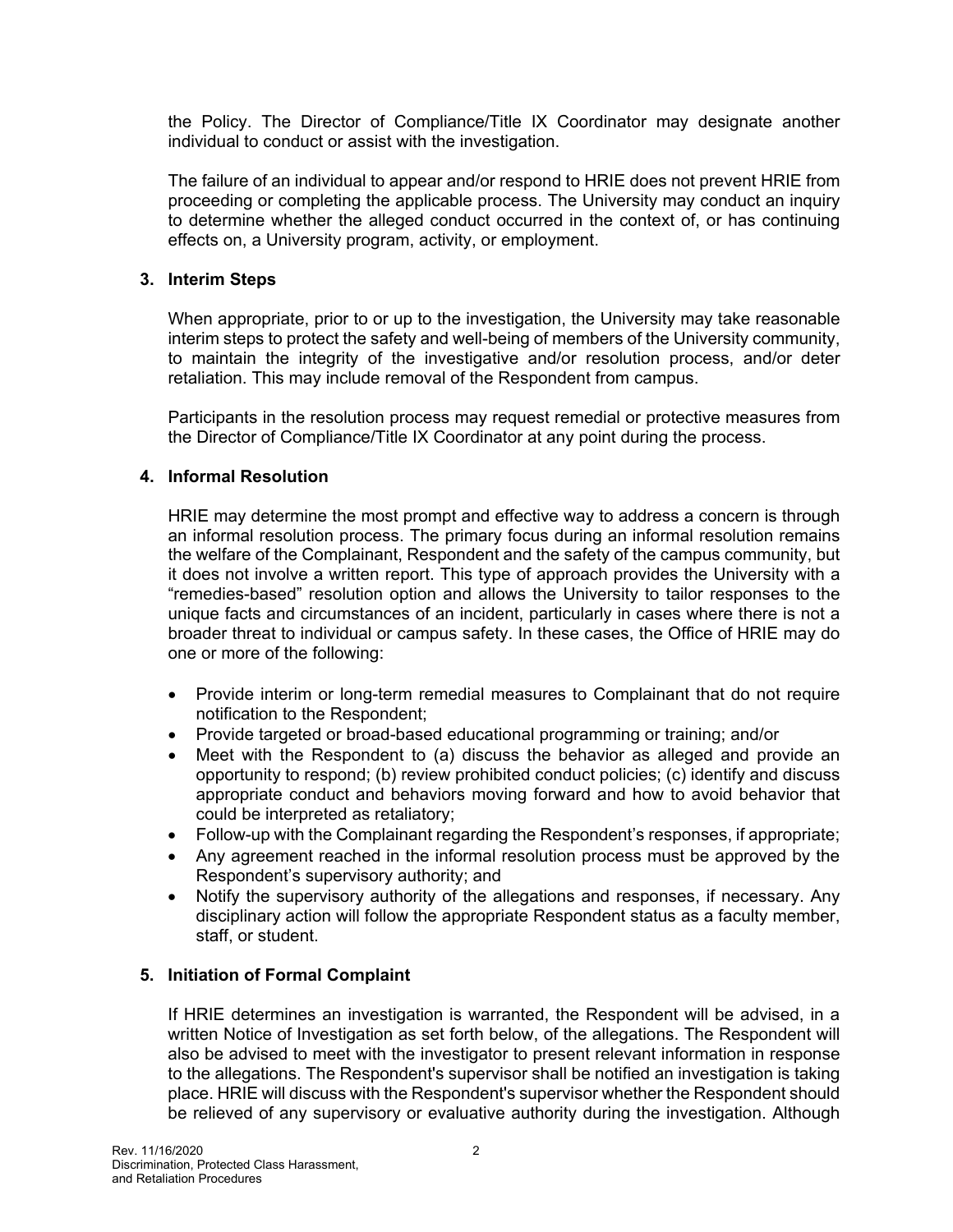the Policy. The Director of Compliance/Title IX Coordinator may designate another individual to conduct or assist with the investigation.

The failure of an individual to appear and/or respond to HRIE does not prevent HRIE from proceeding or completing the applicable process. The University may conduct an inquiry to determine whether the alleged conduct occurred in the context of, or has continuing effects on, a University program, activity, or employment.

**3. Interim Steps**

When appropriate, prior to or up to the investigation, the University may take reasonable interim steps to protect the safety and well-being of members of the University community, to maintain the integrity of the investigative and/or resolution process, and/or deter retaliation. This may include removal of the Respondent from campus.

Participants in the resolution process may request remedial or protective measures from the Director of Compliance/Title IX Coordinator at any point during the process.

**4. Informal Resolution**

HRIE may determine the most prompt and effective way to address a concern is through an informal resolution process. The primary focus during an informal resolution remains the welfare of the Complainant, Respondent and the safety of the campus community, but it does not involve a written report. This type of approach provides the University with a "remedies-based" resolution option and allows the University to tailor responses to the unique facts and circumstances of an incident, particularly in cases where there is not a broader threat to individual or campus safety. In these cases, the Office of HRIE may do one or more of the following:

- Provide interim or long-term remedial measures to Complainant that do not require notification to the Respondent;
- Provide targeted or broad-based educational programming or training; and/or
- Meet with the Respondent to (a) discuss the behavior as alleged and provide an opportunity to respond; (b) review prohibited conduct policies; (c) identify and discuss appropriate conduct and behaviors moving forward and how to avoid behavior that could be interpreted as retaliatory;
- Follow-up with the Complainant regarding the Respondent's responses, if appropriate;
- Any agreement reached in the informal resolution process must be approved by the Respondent's supervisory authority; and
- Notify the supervisory authority of the allegations and responses, if necessary. Any disciplinary action will follow the appropriate Respondent status as a faculty member, staff, or student.

**5. Initiation of Formal Complaint**

If HRIE determines an investigation is warranted, the Respondent will be advised, in a written Notice of Investigation as set forth below, of the allegations. The Respondent will also be advised to meet with the investigator to present relevant information in response to the allegations. The Respondent's supervisor shall be notified an investigation is taking place. HRIE will discuss with the Respondent's supervisor whether the Respondent should be relieved of any supervisory or evaluative authority during the investigation. Although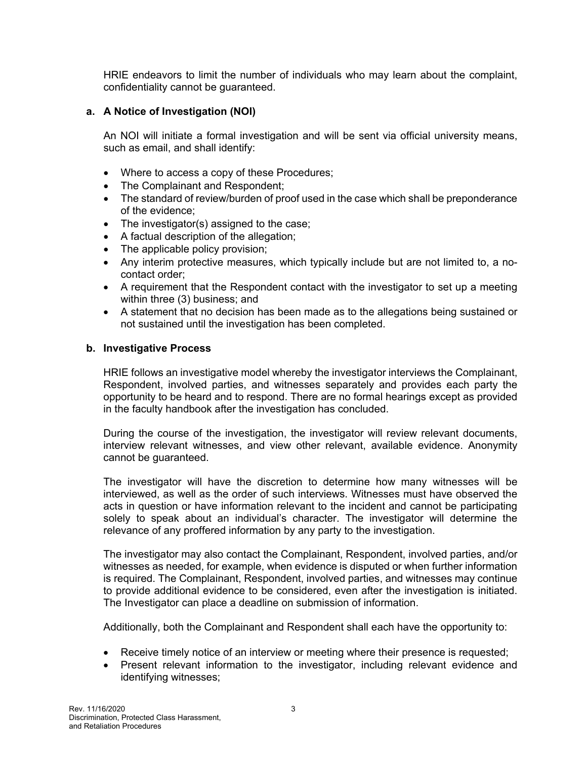HRIE endeavors to limit the number of individuals who may learn about the complaint, confidentiality cannot be guaranteed.

### a. A Notice of Investigation (NOI)

An NOI will initiate a formal investigation and will be sent via official university means, such as email, and shall identify:

- Where to access a copy of these Procedures;
- The Complainant and Respondent;
- The standard of review/burden of proof used in the case which shall be preponderance of the evidence;
- The investigator(s) assigned to the case;
- A factual description of the allegation;
- The applicable policy provision;
- Any interim protective measures, which typically include but are not limited to, a no-contact order;
- A requirement that the Respondent contact with the investigator to set up a meeting within three (3) business; and
- A statement that no decision has been made as to the allegations being sustained or not sustained until the investigation has been completed.

### b. Investigative Process

HRIE follows an investigative model whereby the investigator interviews the Complainant, Respondent, involved parties, and witnesses separately and provides each party the opportunity to be heard and to respond. There are no formal hearings except as provided in the faculty handbook after the investigation has concluded.

During the course of the investigation, the investigator will review relevant documents, interview relevant witnesses, and view other relevant, available evidence. Anonymity cannot be guaranteed.

The investigator will have the discretion to determine how many witnesses will be interviewed, as well as the order of such interviews. Witnesses must have observed the acts in question or have information relevant to the incident and cannot be participating solely to speak about an individual's character. The investigator will determine the relevance of any proffered information by any party to the investigation.

The investigator may also contact the Complainant, Respondent, involved parties, and/or witnesses as needed, for example, when evidence is disputed or when further information is required. The Complainant, Respondent, involved parties, and witnesses may continue to provide additional evidence to be considered, even after the investigation is initiated. The Investigator can place a deadline on submission of information.

Additionally, both the Complainant and Respondent shall each have the opportunity to:

- Receive timely notice of an interview or meeting where their presence is requested;
- Present relevant information to the investigator, including relevant evidence and identifying witnesses;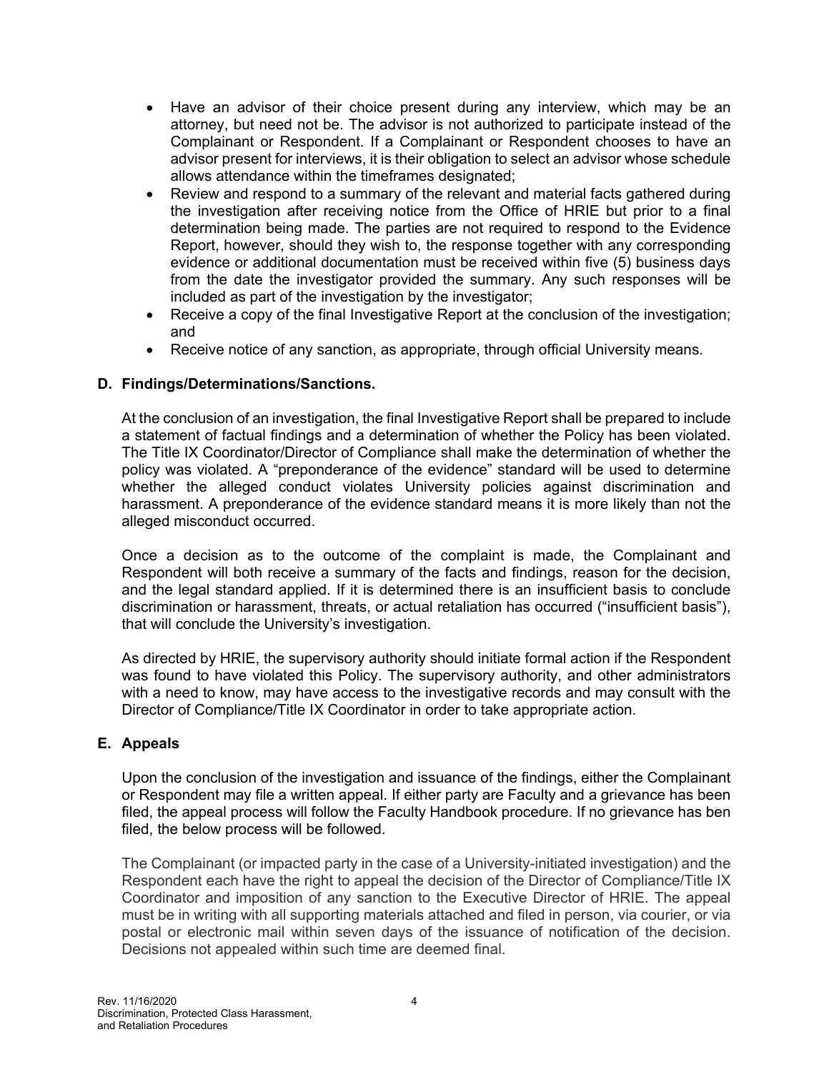- Have an advisor of their choice present during any interview, which may be an attorney, but need not be. The advisor is not authorized to participate instead of the Complainant or Respondent. If a Complainant or Respondent chooses to have an advisor present for interviews, it is their obligation to select an advisor whose schedule allows attendance within the timeframes designated;
- Review and respond to a summary of the relevant and material facts gathered during the investigation after receiving notice from the Office of HRIE but prior to a final determination being made. The parties are not required to respond to the Evidence Report, however, should they wish to, the response together with any corresponding evidence or additional documentation must be received within five (5) business days from the date the investigator provided the summary. Any such responses will be included as part of the investigation by the investigator;
- Receive a copy of the final Investigative Report at the conclusion of the investigation; and
- Receive notice of any sanction, as appropriate, through official University means.

### D. Findings/Determinations/Sanctions.

At the conclusion of an investigation, the final Investigative Report shall be prepared to include a statement of factual findings and a determination of whether the Policy has been violated. The Title IX Coordinator/Director of Compliance shall make the determination of whether the policy was violated. A "preponderance of the evidence" standard will be used to determine whether the alleged conduct violates University policies against discrimination and harassment. A preponderance of the evidence standard means it is more likely than not the alleged misconduct occurred.

Once a decision as to the outcome of the complaint is made, the Complainant and Respondent will both receive a summary of the facts and findings, reason for the decision, and the legal standard applied. If it is determined there is an insufficient basis to conclude discrimination or harassment, threats, or actual retaliation has occurred ("insufficient basis"), that will conclude the University's investigation.

As directed by HRIE, the supervisory authority should initiate formal action if the Respondent was found to have violated this Policy. The supervisory authority, and other administrators with a need to know, may have access to the investigative records and may consult with the Director of Compliance/Title IX Coordinator in order to take appropriate action.

### E. Appeals

Upon the conclusion of the investigation and issuance of the findings, either the Complainant or Respondent may file a written appeal. If either party are Faculty and a grievance has been filed, the appeal process will follow the Faculty Handbook procedure. If no grievance has ben filed, the below process will be followed.

The Complainant (or impacted party in the case of a University-initiated investigation) and the Respondent each have the right to appeal the decision of the Director of Compliance/Title IX Coordinator and imposition of any sanction to the Executive Director of HRIE. The appeal must be in writing with all supporting materials attached and filed in person, via courier, or via postal or electronic mail within seven days of the issuance of notification of the decision. Decisions not appealed within such time are deemed final.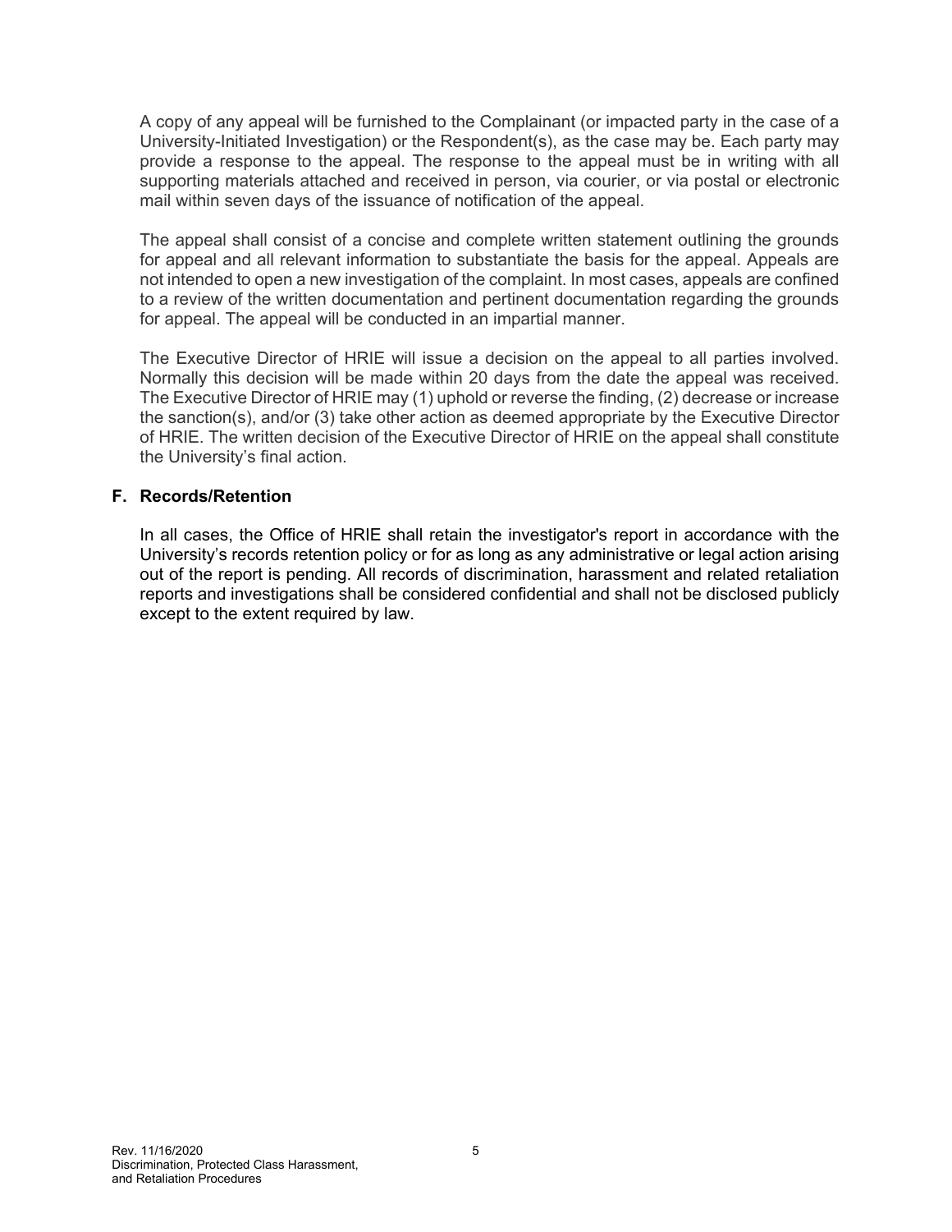A copy of any appeal will be furnished to the Complainant (or impacted party in the case of a University-Initiated Investigation) or the Respondent(s), as the case may be. Each party may provide a response to the appeal. The response to the appeal must be in writing with all supporting materials attached and received in person, via courier, or via postal or electronic mail within seven days of the issuance of notification of the appeal.

The appeal shall consist of a concise and complete written statement outlining the grounds for appeal and all relevant information to substantiate the basis for the appeal. Appeals are not intended to open a new investigation of the complaint. In most cases, appeals are confined to a review of the written documentation and pertinent documentation regarding the grounds for appeal. The appeal will be conducted in an impartial manner.

The Executive Director of HRIE will issue a decision on the appeal to all parties involved. Normally this decision will be made within 20 days from the date the appeal was received. The Executive Director of HRIE may (1) uphold or reverse the finding, (2) decrease or increase the sanction(s), and/or (3) take other action as deemed appropriate by the Executive Director of HRIE. The written decision of the Executive Director of HRIE on the appeal shall constitute the University's final action.

## F. Records/Retention

In all cases, the Office of HRIE shall retain the investigator's report in accordance with the University's records retention policy or for as long as any administrative or legal action arising out of the report is pending. All records of discrimination, harassment and related retaliation reports and investigations shall be considered confidential and shall not be disclosed publicly except to the extent required by law.